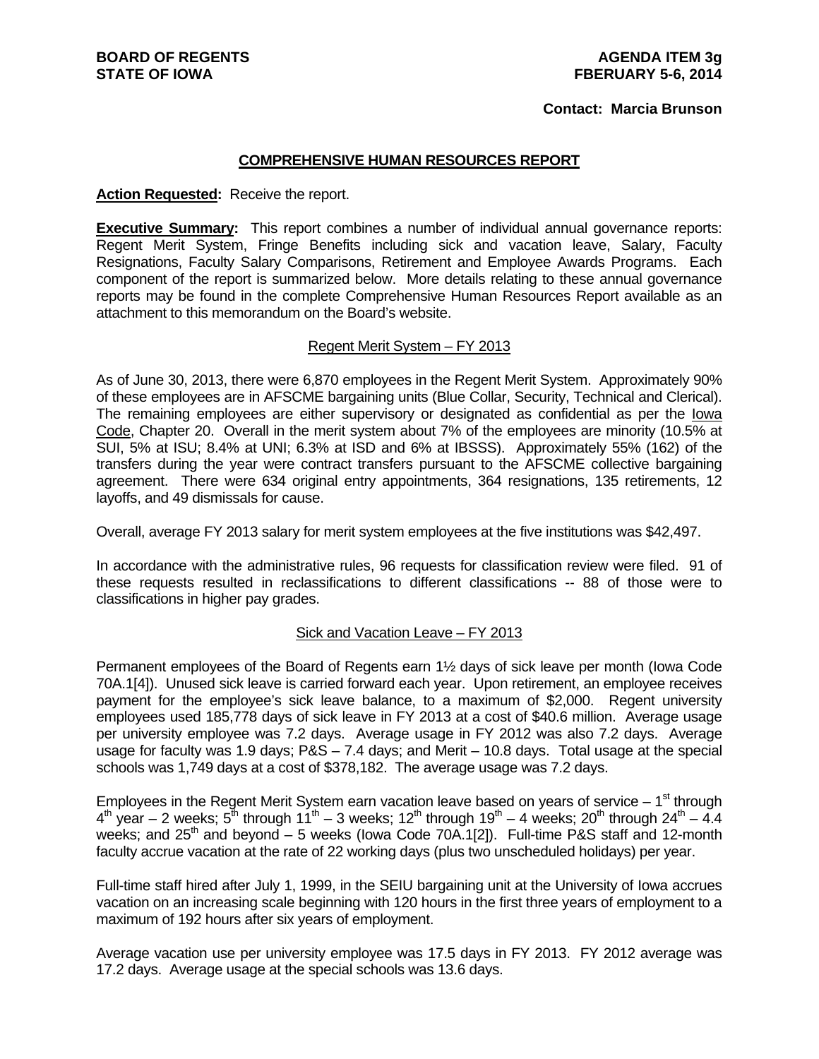**BOARD OF REGENTS**
**STATE OF IOWA**

**AGENDA ITEM 3g**
**FBERUARY 5-6, 2014**

**Contact: Marcia Brunson**

## COMPREHENSIVE HUMAN RESOURCES REPORT

**Action Requested:** Receive the report.

**Executive Summary:** This report combines a number of individual annual governance reports: Regent Merit System, Fringe Benefits including sick and vacation leave, Salary, Faculty Resignations, Faculty Salary Comparisons, Retirement and Employee Awards Programs. Each component of the report is summarized below. More details relating to these annual governance reports may be found in the complete Comprehensive Human Resources Report available as an attachment to this memorandum on the Board's website.

### Regent Merit System – FY 2013

As of June 30, 2013, there were 6,870 employees in the Regent Merit System. Approximately 90% of these employees are in AFSCME bargaining units (Blue Collar, Security, Technical and Clerical). The remaining employees are either supervisory or designated as confidential as per the Iowa Code, Chapter 20. Overall in the merit system about 7% of the employees are minority (10.5% at SUI, 5% at ISU; 8.4% at UNI; 6.3% at ISD and 6% at IBSSS). Approximately 55% (162) of the transfers during the year were contract transfers pursuant to the AFSCME collective bargaining agreement. There were 634 original entry appointments, 364 resignations, 135 retirements, 12 layoffs, and 49 dismissals for cause.

Overall, average FY 2013 salary for merit system employees at the five institutions was $42,497.

In accordance with the administrative rules, 96 requests for classification review were filed. 91 of these requests resulted in reclassifications to different classifications -- 88 of those were to classifications in higher pay grades.

### Sick and Vacation Leave – FY 2013

Permanent employees of the Board of Regents earn 1½ days of sick leave per month (Iowa Code 70A.1[4]). Unused sick leave is carried forward each year. Upon retirement, an employee receives payment for the employee's sick leave balance, to a maximum of $2,000. Regent university employees used 185,778 days of sick leave in FY 2013 at a cost of $40.6 million. Average usage per university employee was 7.2 days. Average usage in FY 2012 was also 7.2 days. Average usage for faculty was 1.9 days; P&S – 7.4 days; and Merit – 10.8 days. Total usage at the special schools was 1,749 days at a cost of $378,182. The average usage was 7.2 days.

Employees in the Regent Merit System earn vacation leave based on years of service – 1st through 4th year – 2 weeks; 5th through 11th – 3 weeks; 12th through 19th – 4 weeks; 20th through 24th – 4.4 weeks; and 25th and beyond – 5 weeks (Iowa Code 70A.1[2]). Full-time P&S staff and 12-month faculty accrue vacation at the rate of 22 working days (plus two unscheduled holidays) per year.

Full-time staff hired after July 1, 1999, in the SEIU bargaining unit at the University of Iowa accrues vacation on an increasing scale beginning with 120 hours in the first three years of employment to a maximum of 192 hours after six years of employment.

Average vacation use per university employee was 17.5 days in FY 2013. FY 2012 average was 17.2 days. Average usage at the special schools was 13.6 days.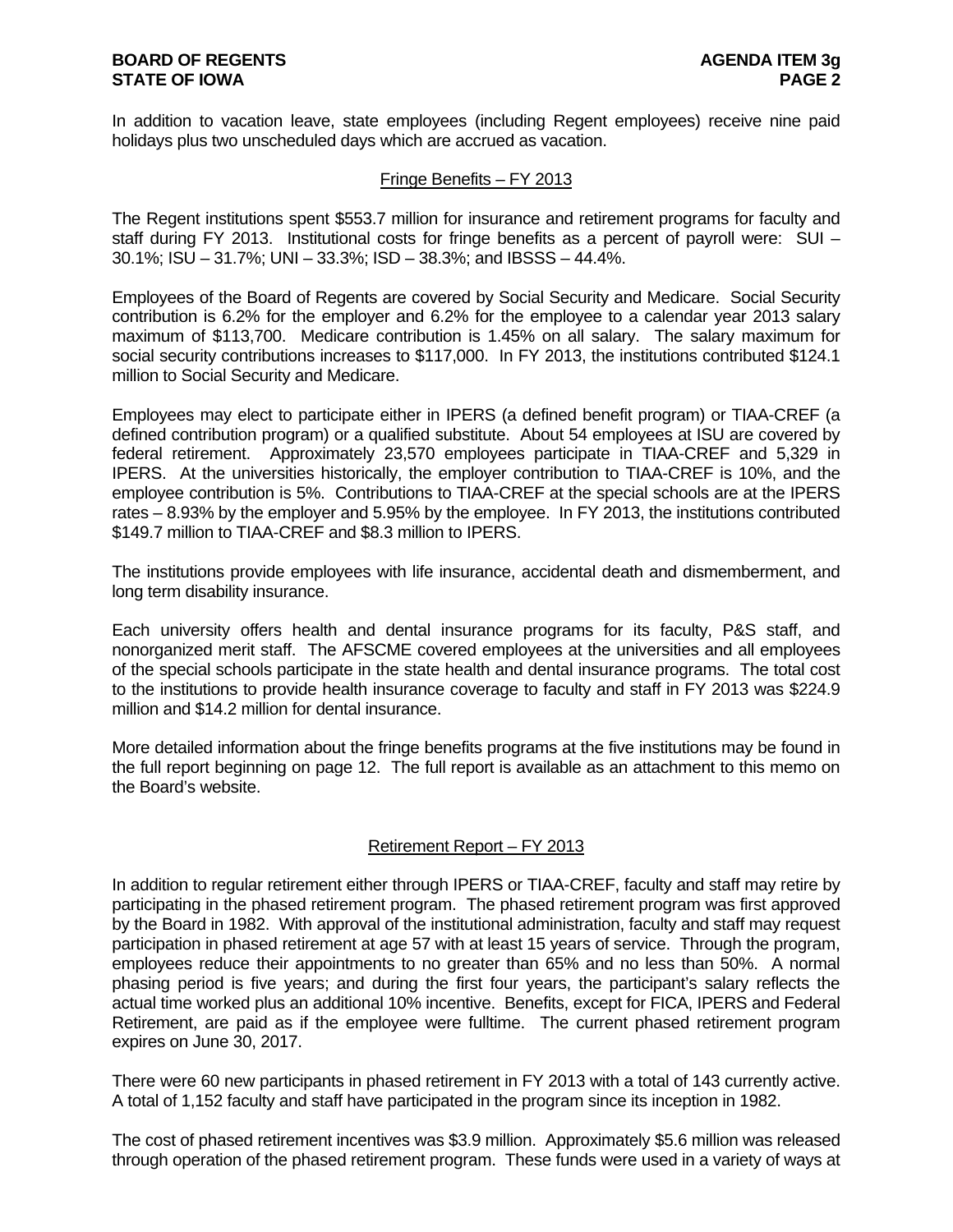In addition to vacation leave, state employees (including Regent employees) receive nine paid holidays plus two unscheduled days which are accrued as vacation.

## Fringe Benefits – FY 2013

The Regent institutions spent $553.7 million for insurance and retirement programs for faculty and staff during FY 2013. Institutional costs for fringe benefits as a percent of payroll were: SUI – 30.1%; ISU – 31.7%; UNI – 33.3%; ISD – 38.3%; and IBSSS – 44.4%.

Employees of the Board of Regents are covered by Social Security and Medicare. Social Security contribution is 6.2% for the employer and 6.2% for the employee to a calendar year 2013 salary maximum of $113,700. Medicare contribution is 1.45% on all salary. The salary maximum for social security contributions increases to $117,000. In FY 2013, the institutions contributed $124.1 million to Social Security and Medicare.

Employees may elect to participate either in IPERS (a defined benefit program) or TIAA-CREF (a defined contribution program) or a qualified substitute. About 54 employees at ISU are covered by federal retirement. Approximately 23,570 employees participate in TIAA-CREF and 5,329 in IPERS. At the universities historically, the employer contribution to TIAA-CREF is 10%, and the employee contribution is 5%. Contributions to TIAA-CREF at the special schools are at the IPERS rates – 8.93% by the employer and 5.95% by the employee. In FY 2013, the institutions contributed $149.7 million to TIAA-CREF and $8.3 million to IPERS.

The institutions provide employees with life insurance, accidental death and dismemberment, and long term disability insurance.

Each university offers health and dental insurance programs for its faculty, P&S staff, and nonorganized merit staff. The AFSCME covered employees at the universities and all employees of the special schools participate in the state health and dental insurance programs. The total cost to the institutions to provide health insurance coverage to faculty and staff in FY 2013 was $224.9 million and $14.2 million for dental insurance.

More detailed information about the fringe benefits programs at the five institutions may be found in the full report beginning on page 12. The full report is available as an attachment to this memo on the Board's website.

## Retirement Report – FY 2013

In addition to regular retirement either through IPERS or TIAA-CREF, faculty and staff may retire by participating in the phased retirement program. The phased retirement program was first approved by the Board in 1982. With approval of the institutional administration, faculty and staff may request participation in phased retirement at age 57 with at least 15 years of service. Through the program, employees reduce their appointments to no greater than 65% and no less than 50%. A normal phasing period is five years; and during the first four years, the participant's salary reflects the actual time worked plus an additional 10% incentive. Benefits, except for FICA, IPERS and Federal Retirement, are paid as if the employee were fulltime. The current phased retirement program expires on June 30, 2017.

There were 60 new participants in phased retirement in FY 2013 with a total of 143 currently active. A total of 1,152 faculty and staff have participated in the program since its inception in 1982.

The cost of phased retirement incentives was $3.9 million. Approximately $5.6 million was released through operation of the phased retirement program. These funds were used in a variety of ways at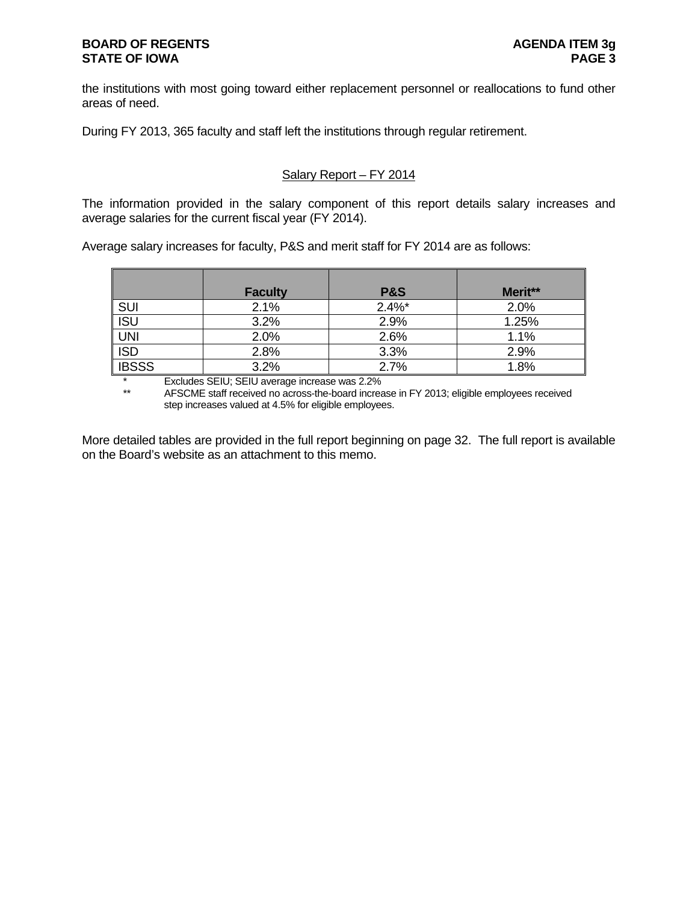the institutions with most going toward either replacement personnel or reallocations to fund other areas of need.

During FY 2013, 365 faculty and staff left the institutions through regular retirement.

## Salary Report – FY 2014

The information provided in the salary component of this report details salary increases and average salaries for the current fiscal year (FY 2014).

Average salary increases for faculty, P&S and merit staff for FY 2014 are as follows:

| | Faculty | P&S | Merit** |
|---|---|---|---|
| SUI | 2.1% | 2.4%* | 2.0% |
| ISU | 3.2% | 2.9% | 1.25% |
| UNI | 2.0% | 2.6% | 1.1% |
| ISD | 2.8% | 3.3% | 2.9% |
| IBSSS | 3.2% | 2.7% | 1.8% |

\* Excludes SEIU; SEIU average increase was 2.2%

\** AFSCME staff received no across-the-board increase in FY 2013; eligible employees received step increases valued at 4.5% for eligible employees.

More detailed tables are provided in the full report beginning on page 32. The full report is available on the Board's website as an attachment to this memo.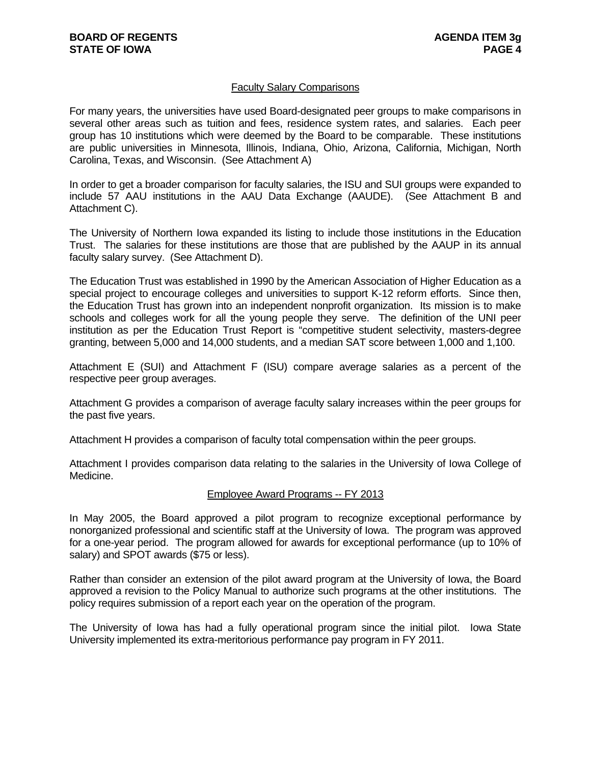## Faculty Salary Comparisons

For many years, the universities have used Board-designated peer groups to make comparisons in several other areas such as tuition and fees, residence system rates, and salaries. Each peer group has 10 institutions which were deemed by the Board to be comparable. These institutions are public universities in Minnesota, Illinois, Indiana, Ohio, Arizona, California, Michigan, North Carolina, Texas, and Wisconsin. (See Attachment A)

In order to get a broader comparison for faculty salaries, the ISU and SUI groups were expanded to include 57 AAU institutions in the AAU Data Exchange (AAUDE). (See Attachment B and Attachment C).

The University of Northern Iowa expanded its listing to include those institutions in the Education Trust. The salaries for these institutions are those that are published by the AAUP in its annual faculty salary survey. (See Attachment D).

The Education Trust was established in 1990 by the American Association of Higher Education as a special project to encourage colleges and universities to support K-12 reform efforts. Since then, the Education Trust has grown into an independent nonprofit organization. Its mission is to make schools and colleges work for all the young people they serve. The definition of the UNI peer institution as per the Education Trust Report is "competitive student selectivity, masters-degree granting, between 5,000 and 14,000 students, and a median SAT score between 1,000 and 1,100.

Attachment E (SUI) and Attachment F (ISU) compare average salaries as a percent of the respective peer group averages.

Attachment G provides a comparison of average faculty salary increases within the peer groups for the past five years.

Attachment H provides a comparison of faculty total compensation within the peer groups.

Attachment I provides comparison data relating to the salaries in the University of Iowa College of Medicine.

## Employee Award Programs -- FY 2013

In May 2005, the Board approved a pilot program to recognize exceptional performance by nonorganized professional and scientific staff at the University of Iowa. The program was approved for a one-year period. The program allowed for awards for exceptional performance (up to 10% of salary) and SPOT awards ($75 or less).

Rather than consider an extension of the pilot award program at the University of Iowa, the Board approved a revision to the Policy Manual to authorize such programs at the other institutions. The policy requires submission of a report each year on the operation of the program.

The University of Iowa has had a fully operational program since the initial pilot. Iowa State University implemented its extra-meritorious performance pay program in FY 2011.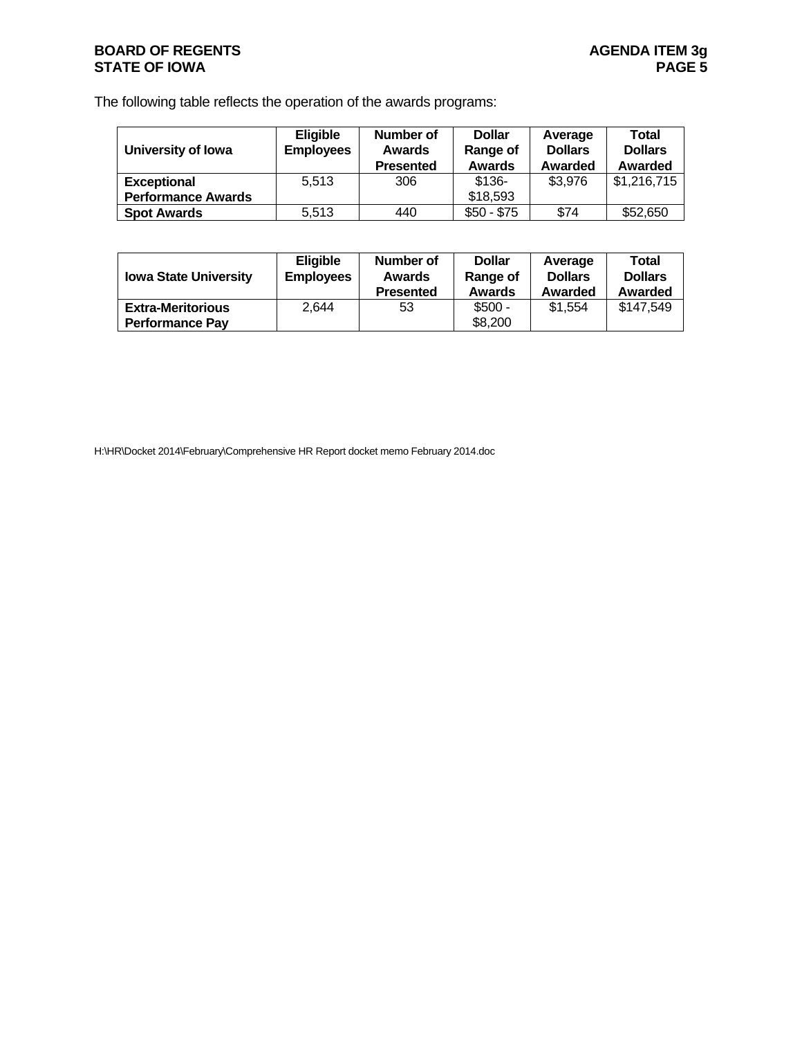The following table reflects the operation of the awards programs:

| University of Iowa | Eligible Employees | Number of Awards Presented | Dollar Range of Awards | Average Dollars Awarded | Total Dollars Awarded |
|---|---|---|---|---|---|
| **Exceptional Performance Awards** | 5,513 | 306 | $136- $18,593 | $3,976 | $1,216,715 |
| **Spot Awards** | 5,513 | 440 | $50 - $75 | $74 | $52,650 |

| Iowa State University | Eligible Employees | Number of Awards Presented | Dollar Range of Awards | Average Dollars Awarded | Total Dollars Awarded |
|---|---|---|---|---|---|
| **Extra-Meritorious Performance Pay** | 2,644 | 53 | $500 - $8,200 | $1,554 | $147,549 |

H:\HR\Docket 2014\February\Comprehensive HR Report docket memo February 2014.doc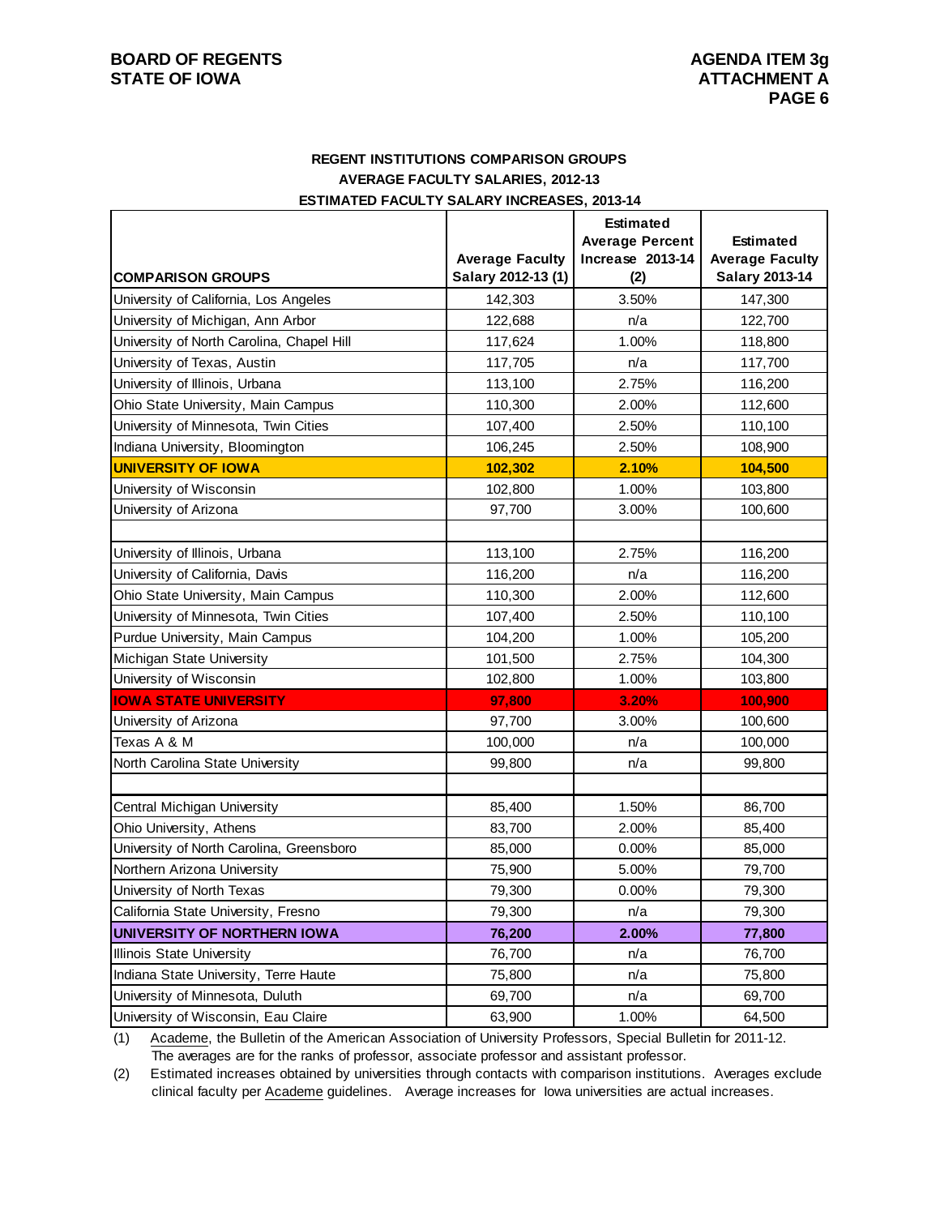**BOARD OF REGENTS**
**STATE OF IOWA**

**AGENDA ITEM 3g**
**ATTACHMENT A**

## REGENT INSTITUTIONS COMPARISON GROUPS
## AVERAGE FACULTY SALARIES, 2012-13
## ESTIMATED FACULTY SALARY INCREASES, 2013-14

| COMPARISON GROUPS | Average Faculty Salary 2012-13 (1) | Estimated Average Percent Increase 2013-14 (2) | Estimated Average Faculty Salary 2013-14 |
|---|---|---|---|
| University of California, Los Angeles | 142,303 | 3.50% | 147,300 |
| University of Michigan, Ann Arbor | 122,688 | n/a | 122,700 |
| University of North Carolina, Chapel Hill | 117,624 | 1.00% | 118,800 |
| University of Texas, Austin | 117,705 | n/a | 117,700 |
| University of Illinois, Urbana | 113,100 | 2.75% | 116,200 |
| Ohio State University, Main Campus | 110,300 | 2.00% | 112,600 |
| University of Minnesota, Twin Cities | 107,400 | 2.50% | 110,100 |
| Indiana University, Bloomington | 106,245 | 2.50% | 108,900 |
| **UNIVERSITY OF IOWA** | **102,302** | **2.10%** | **104,500** |
| University of Wisconsin | 102,800 | 1.00% | 103,800 |
| University of Arizona | 97,700 | 3.00% | 100,600 |
| | | | |
| University of Illinois, Urbana | 113,100 | 2.75% | 116,200 |
| University of California, Davis | 116,200 | n/a | 116,200 |
| Ohio State University, Main Campus | 110,300 | 2.00% | 112,600 |
| University of Minnesota, Twin Cities | 107,400 | 2.50% | 110,100 |
| Purdue University, Main Campus | 104,200 | 1.00% | 105,200 |
| Michigan State University | 101,500 | 2.75% | 104,300 |
| University of Wisconsin | 102,800 | 1.00% | 103,800 |
| **IOWA STATE UNIVERSITY** | **97,800** | **3.20%** | **100,900** |
| University of Arizona | 97,700 | 3.00% | 100,600 |
| Texas A & M | 100,000 | n/a | 100,000 |
| North Carolina State University | 99,800 | n/a | 99,800 |
| | | | |
| Central Michigan University | 85,400 | 1.50% | 86,700 |
| Ohio University, Athens | 83,700 | 2.00% | 85,400 |
| University of North Carolina, Greensboro | 85,000 | 0.00% | 85,000 |
| Northern Arizona University | 75,900 | 5.00% | 79,700 |
| University of North Texas | 79,300 | 0.00% | 79,300 |
| California State University, Fresno | 79,300 | n/a | 79,300 |
| **UNIVERSITY OF NORTHERN IOWA** | **76,200** | **2.00%** | **77,800** |
| Illinois State University | 76,700 | n/a | 76,700 |
| Indiana State University, Terre Haute | 75,800 | n/a | 75,800 |
| University of Minnesota, Duluth | 69,700 | n/a | 69,700 |
| University of Wisconsin, Eau Claire | 63,900 | 1.00% | 64,500 |

(1) Academe, the Bulletin of the American Association of University Professors, Special Bulletin for 2011-12. The averages are for the ranks of professor, associate professor and assistant professor.

(2) Estimated increases obtained by universities through contacts with comparison institutions. Averages exclude clinical faculty per Academe guidelines. Average increases for Iowa universities are actual increases.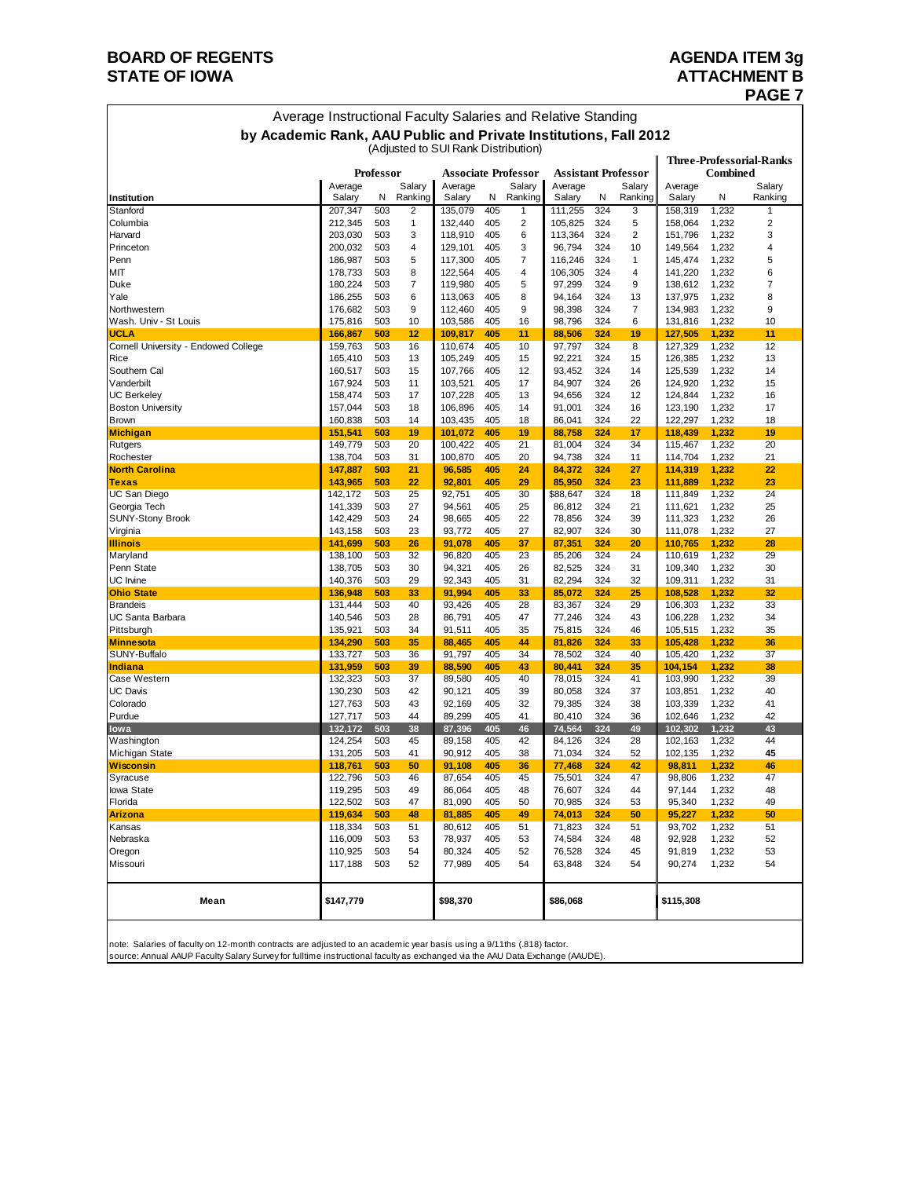BOARD OF REGENTS
STATE OF IOWA

AGENDA ITEM 3g
ATTACHMENT B

## Average Instructional Faculty Salaries and Relative Standing by Academic Rank, AAU Public and Private Institutions, Fall 2012

(Adjusted to SUI Rank Distribution)

| Institution | Professor | | | Associate Professor | | | Assistant Professor | | | Three-Professorial-Ranks Combined | | |
|---|---|---|---|---|---|---|---|---|---|---|---|---|
| | Average Salary | N | Salary Ranking | Average Salary | N | Salary Ranking | Average Salary | N | Salary Ranking | Average Salary | N | Salary Ranking |
| Stanford | 207,347 | 503 | 2 | 135,079 | 405 | 1 | 111,255 | 324 | 3 | 158,319 | 1,232 | 1 |
| Columbia | 212,345 | 503 | 1 | 132,440 | 405 | 2 | 105,825 | 324 | 5 | 158,064 | 1,232 | 2 |
| Harvard | 203,030 | 503 | 3 | 118,910 | 405 | 6 | 113,364 | 324 | 2 | 151,796 | 1,232 | 3 |
| Princeton | 200,032 | 503 | 4 | 129,101 | 405 | 3 | 96,794 | 324 | 10 | 149,564 | 1,232 | 4 |
| Penn | 186,987 | 503 | 5 | 117,300 | 405 | 7 | 116,246 | 324 | 1 | 145,474 | 1,232 | 5 |
| MIT | 178,733 | 503 | 8 | 122,564 | 405 | 4 | 106,305 | 324 | 4 | 141,220 | 1,232 | 6 |
| Duke | 180,224 | 503 | 7 | 119,980 | 405 | 5 | 97,299 | 324 | 9 | 138,612 | 1,232 | 7 |
| Yale | 186,255 | 503 | 6 | 113,063 | 405 | 8 | 94,164 | 324 | 13 | 137,975 | 1,232 | 8 |
| Northwestern | 176,682 | 503 | 9 | 112,460 | 405 | 9 | 98,398 | 324 | 7 | 134,983 | 1,232 | 9 |
| Wash. Univ - St Louis | 175,816 | 503 | 10 | 103,586 | 405 | 16 | 98,796 | 324 | 6 | 131,816 | 1,232 | 10 |
| **UCLA** | **166,867** | **503** | **12** | **109,817** | **405** | **11** | **88,506** | **324** | **19** | **127,505** | **1,232** | **11** |
| Cornell University - Endowed College | 159,763 | 503 | 16 | 110,674 | 405 | 10 | 97,797 | 324 | 8 | 127,329 | 1,232 | 12 |
| Rice | 165,410 | 503 | 13 | 105,249 | 405 | 15 | 92,221 | 324 | 15 | 126,385 | 1,232 | 13 |
| Southern Cal | 160,517 | 503 | 15 | 107,766 | 405 | 12 | 93,452 | 324 | 14 | 125,539 | 1,232 | 14 |
| Vanderbilt | 167,924 | 503 | 11 | 103,521 | 405 | 17 | 84,907 | 324 | 26 | 124,920 | 1,232 | 15 |
| UC Berkeley | 158,474 | 503 | 17 | 107,228 | 405 | 13 | 94,656 | 324 | 12 | 124,844 | 1,232 | 16 |
| Boston University | 157,044 | 503 | 18 | 106,896 | 405 | 14 | 91,001 | 324 | 16 | 123,190 | 1,232 | 17 |
| Brown | 160,838 | 503 | 14 | 103,435 | 405 | 18 | 86,041 | 324 | 22 | 122,297 | 1,232 | 18 |
| **Michigan** | **151,541** | **503** | **19** | **101,072** | **405** | **19** | **88,758** | **324** | **17** | **118,439** | **1,232** | **19** |
| Rutgers | 149,779 | 503 | 20 | 100,422 | 405 | 21 | 81,004 | 324 | 34 | 115,467 | 1,232 | 20 |
| Rochester | 138,704 | 503 | 31 | 100,870 | 405 | 20 | 94,738 | 324 | 11 | 114,704 | 1,232 | 21 |
| **North Carolina** | **147,887** | **503** | **21** | **96,585** | **405** | **24** | **84,372** | **324** | **27** | **114,319** | **1,232** | **22** |
| **Texas** | **143,965** | **503** | **22** | **92,801** | **405** | **29** | **85,950** | **324** | **23** | **111,889** | **1,232** | **23** |
| UC San Diego | 142,172 | 503 | 25 | 92,751 | 405 | 30 | $88,647 | 324 | 18 | 111,849 | 1,232 | 24 |
| Georgia Tech | 141,339 | 503 | 27 | 94,561 | 405 | 25 | 86,812 | 324 | 21 | 111,621 | 1,232 | 25 |
| SUNY-Stony Brook | 142,429 | 503 | 24 | 98,665 | 405 | 22 | 78,856 | 324 | 39 | 111,323 | 1,232 | 26 |
| Virginia | 143,158 | 503 | 23 | 93,772 | 405 | 27 | 82,907 | 324 | 30 | 111,078 | 1,232 | 27 |
| **Illinois** | **141,699** | **503** | **26** | **91,078** | **405** | **37** | **87,351** | **324** | **20** | **110,765** | **1,232** | **28** |
| Maryland | 138,100 | 503 | 32 | 96,820 | 405 | 23 | 85,206 | 324 | 24 | 110,619 | 1,232 | 29 |
| Penn State | 138,705 | 503 | 30 | 94,321 | 405 | 26 | 82,525 | 324 | 31 | 109,340 | 1,232 | 30 |
| UC Irvine | 140,376 | 503 | 29 | 92,343 | 405 | 31 | 82,294 | 324 | 32 | 109,311 | 1,232 | 31 |
| **Ohio State** | **136,948** | **503** | **33** | **91,994** | **405** | **33** | **85,072** | **324** | **25** | **108,528** | **1,232** | **32** |
| Brandeis | 131,444 | 503 | 40 | 93,426 | 405 | 28 | 83,367 | 324 | 29 | 106,303 | 1,232 | 33 |
| UC Santa Barbara | 140,546 | 503 | 28 | 86,791 | 405 | 47 | 77,246 | 324 | 43 | 106,228 | 1,232 | 34 |
| Pittsburgh | 135,921 | 503 | 34 | 91,511 | 405 | 35 | 75,815 | 324 | 46 | 105,515 | 1,232 | 35 |
| **Minnesota** | **134,290** | **503** | **35** | **88,465** | **405** | **44** | **81,826** | **324** | **33** | **105,428** | **1,232** | **36** |
| SUNY-Buffalo | 133,727 | 503 | 36 | 91,797 | 405 | 34 | 78,502 | 324 | 40 | 105,420 | 1,232 | 37 |
| **Indiana** | **131,959** | **503** | **39** | **88,590** | **405** | **43** | **80,441** | **324** | **35** | **104,154** | **1,232** | **38** |
| Case Western | 132,323 | 503 | 37 | 89,580 | 405 | 40 | 78,015 | 324 | 41 | 103,990 | 1,232 | 39 |
| UC Davis | 130,230 | 503 | 42 | 90,121 | 405 | 39 | 80,058 | 324 | 37 | 103,851 | 1,232 | 40 |
| Colorado | 127,763 | 503 | 43 | 92,169 | 405 | 32 | 79,385 | 324 | 38 | 103,339 | 1,232 | 41 |
| Purdue | 127,717 | 503 | 44 | 89,299 | 405 | 41 | 80,410 | 324 | 36 | 102,646 | 1,232 | 42 |
| **Iowa** | **132,172** | **503** | **38** | **87,396** | **405** | **46** | **74,564** | **324** | **49** | **102,302** | **1,232** | **43** |
| Washington | 124,254 | 503 | 45 | 89,158 | 405 | 42 | 84,126 | 324 | 28 | 102,163 | 1,232 | 44 |
| Michigan State | 131,205 | 503 | 41 | 90,912 | 405 | 38 | 71,034 | 324 | 52 | 102,135 | 1,232 | 45 |
| **Wisconsin** | **118,761** | **503** | **50** | **91,108** | **405** | **36** | **77,468** | **324** | **42** | **98,811** | **1,232** | **46** |
| Syracuse | 122,796 | 503 | 46 | 87,654 | 405 | 45 | 75,501 | 324 | 47 | 98,806 | 1,232 | 47 |
| Iowa State | 119,295 | 503 | 49 | 86,064 | 405 | 48 | 76,607 | 324 | 44 | 97,144 | 1,232 | 48 |
| Florida | 122,502 | 503 | 47 | 81,090 | 405 | 50 | 70,985 | 324 | 53 | 95,340 | 1,232 | 49 |
| **Arizona** | **119,634** | **503** | **48** | **81,885** | **405** | **49** | **74,013** | **324** | **50** | **95,227** | **1,232** | **50** |
| Kansas | 118,334 | 503 | 51 | 80,612 | 405 | 51 | 71,823 | 324 | 51 | 93,702 | 1,232 | 51 |
| Nebraska | 116,009 | 503 | 53 | 78,937 | 405 | 53 | 74,584 | 324 | 48 | 92,928 | 1,232 | 52 |
| Oregon | 110,925 | 503 | 54 | 80,324 | 405 | 52 | 76,528 | 324 | 45 | 91,819 | 1,232 | 53 |
| Missouri | 117,188 | 503 | 52 | 77,989 | 405 | 54 | 63,848 | 324 | 54 | 90,274 | 1,232 | 54 |
| **Mean** | $147,779 | | | $98,370 | | | $86,068 | | | $115,308 | | |

note: Salaries of faculty on 12-month contracts are adjusted to an academic year basis using a 9/11ths (.818) factor.
source: Annual AAUP Faculty Salary Survey for fulltime instructional faculty as exchanged via the AAU Data Exchange (AAUDE).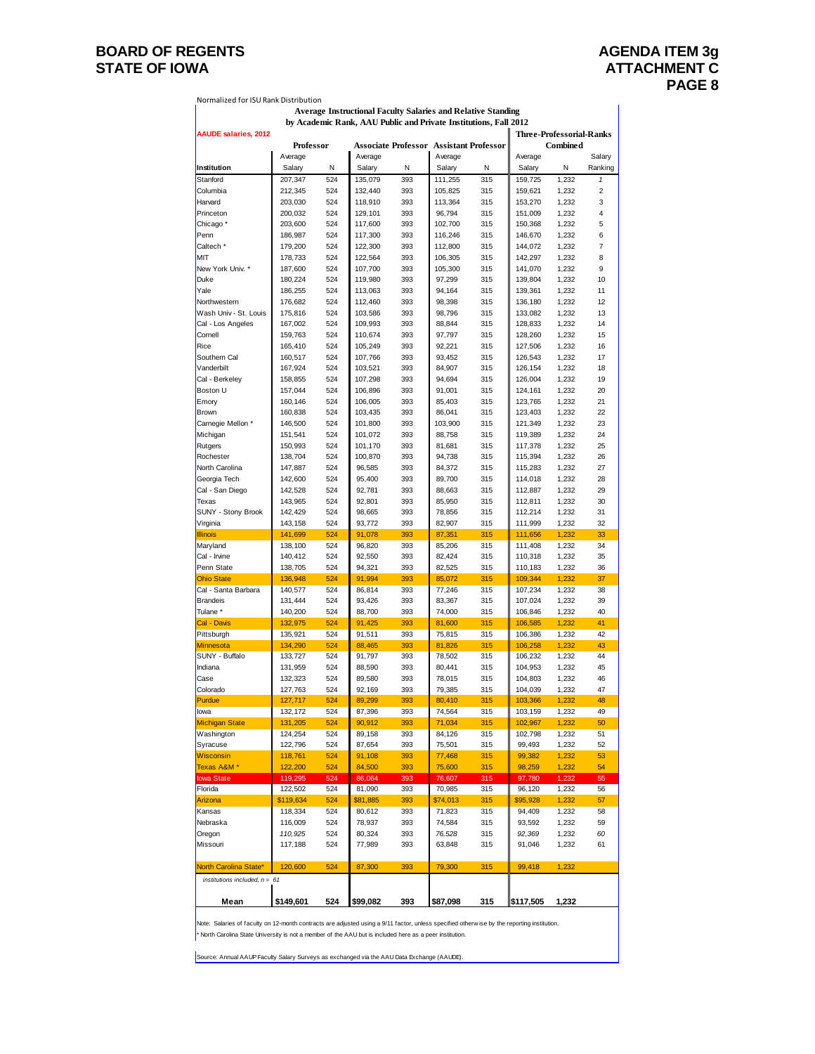# BOARD OF REGENTS
# STATE OF IOWA

## AGENDA ITEM 3g
## ATTACHMENT C

Normalized for ISU Rank Distribution

**Average Instructional Faculty Salaries and Relative Standing by Academic Rank, AAU Public and Private Institutions, Fall 2012**

AAUDE salaries, 2012

| | Professor | | Associate Professor | | Assistant Professor | | Three-Professorial-Ranks Combined | | |
|---|---|---|---|---|---|---|---|---|---|
| Institution | Average Salary | N | Average Salary | N | Average Salary | N | Average Salary | N | Salary Ranking |
| Stanford | 207,347 | 524 | 135,079 | 393 | 111,255 | 315 | 159,725 | 1,232 | 1 |
| Columbia | 212,345 | 524 | 132,440 | 393 | 105,825 | 315 | 159,621 | 1,232 | 2 |
| Harvard | 203,030 | 524 | 118,910 | 393 | 113,364 | 315 | 153,270 | 1,232 | 3 |
| Princeton | 200,032 | 524 | 129,101 | 393 | 96,794 | 315 | 151,009 | 1,232 | 4 |
| Chicago * | 203,600 | 524 | 117,600 | 393 | 102,700 | 315 | 150,368 | 1,232 | 5 |
| Penn | 186,987 | 524 | 117,300 | 393 | 116,246 | 315 | 146,670 | 1,232 | 6 |
| Caltech * | 179,200 | 524 | 122,300 | 393 | 112,800 | 315 | 144,072 | 1,232 | 7 |
| MIT | 178,733 | 524 | 122,564 | 393 | 106,305 | 315 | 142,297 | 1,232 | 8 |
| New York Univ. * | 187,600 | 524 | 107,700 | 393 | 105,300 | 315 | 141,070 | 1,232 | 9 |
| Duke | 180,224 | 524 | 119,980 | 393 | 97,299 | 315 | 139,804 | 1,232 | 10 |
| Yale | 186,255 | 524 | 113,063 | 393 | 94,164 | 315 | 139,361 | 1,232 | 11 |
| Northwestern | 176,682 | 524 | 112,460 | 393 | 98,398 | 315 | 136,180 | 1,232 | 12 |
| Wash Univ - St. Louis | 175,816 | 524 | 103,586 | 393 | 98,796 | 315 | 133,082 | 1,232 | 13 |
| Cal - Los Angeles | 167,002 | 524 | 109,993 | 393 | 88,844 | 315 | 128,833 | 1,232 | 14 |
| Cornell | 159,763 | 524 | 110,674 | 393 | 97,797 | 315 | 128,260 | 1,232 | 15 |
| Rice | 165,410 | 524 | 105,249 | 393 | 92,221 | 315 | 127,506 | 1,232 | 16 |
| Southern Cal | 160,517 | 524 | 107,766 | 393 | 93,452 | 315 | 126,543 | 1,232 | 17 |
| Vanderbilt | 167,924 | 524 | 103,521 | 393 | 84,907 | 315 | 126,154 | 1,232 | 18 |
| Cal - Berkeley | 158,855 | 524 | 107,298 | 393 | 94,694 | 315 | 126,004 | 1,232 | 19 |
| Boston U | 157,044 | 524 | 106,896 | 393 | 91,001 | 315 | 124,161 | 1,232 | 20 |
| Emory | 160,146 | 524 | 106,005 | 393 | 85,403 | 315 | 123,765 | 1,232 | 21 |
| Brown | 160,838 | 524 | 103,435 | 393 | 86,041 | 315 | 123,403 | 1,232 | 22 |
| Carnegie Mellon * | 146,500 | 524 | 101,800 | 393 | 103,900 | 315 | 121,349 | 1,232 | 23 |
| Michigan | 151,541 | 524 | 101,072 | 393 | 88,758 | 315 | 119,389 | 1,232 | 24 |
| Rutgers | 150,993 | 524 | 101,170 | 393 | 81,681 | 315 | 117,378 | 1,232 | 25 |
| Rochester | 138,704 | 524 | 100,870 | 393 | 94,738 | 315 | 115,394 | 1,232 | 26 |
| North Carolina | 147,887 | 524 | 96,585 | 393 | 84,372 | 315 | 115,283 | 1,232 | 27 |
| Georgia Tech | 142,600 | 524 | 95,400 | 393 | 89,700 | 315 | 114,018 | 1,232 | 28 |
| Cal - San Diego | 142,528 | 524 | 92,781 | 393 | 88,663 | 315 | 112,887 | 1,232 | 29 |
| Texas | 143,965 | 524 | 92,801 | 393 | 85,950 | 315 | 112,811 | 1,232 | 30 |
| SUNY - Stony Brook | 142,429 | 524 | 98,665 | 393 | 78,856 | 315 | 112,214 | 1,232 | 31 |
| Virginia | 143,158 | 524 | 93,772 | 393 | 82,907 | 315 | 111,999 | 1,232 | 32 |
| Illinois | 141,699 | 524 | 91,078 | 393 | 87,351 | 315 | 111,656 | 1,232 | 33 |
| Maryland | 138,100 | 524 | 96,820 | 393 | 85,206 | 315 | 111,408 | 1,232 | 34 |
| Cal - Irvine | 140,412 | 524 | 92,550 | 393 | 82,424 | 315 | 110,318 | 1,232 | 35 |
| Penn State | 138,705 | 524 | 94,321 | 393 | 82,525 | 315 | 110,183 | 1,232 | 36 |
| Ohio State | 136,948 | 524 | 91,994 | 393 | 85,072 | 315 | 109,344 | 1,232 | 37 |
| Cal - Santa Barbara | 140,577 | 524 | 86,814 | 393 | 77,246 | 315 | 107,234 | 1,232 | 38 |
| Brandeis | 131,444 | 524 | 93,426 | 393 | 83,367 | 315 | 107,024 | 1,232 | 39 |
| Tulane * | 140,200 | 524 | 88,700 | 393 | 74,000 | 315 | 106,846 | 1,232 | 40 |
| Cal - Davis | 132,975 | 524 | 91,425 | 393 | 81,600 | 315 | 106,585 | 1,232 | 41 |
| Pittsburgh | 135,921 | 524 | 91,511 | 393 | 75,815 | 315 | 106,386 | 1,232 | 42 |
| Minnesota | 134,290 | 524 | 88,465 | 393 | 81,826 | 315 | 106,258 | 1,232 | 43 |
| SUNY - Buffalo | 133,727 | 524 | 91,797 | 393 | 78,502 | 315 | 106,232 | 1,232 | 44 |
| Indiana | 131,959 | 524 | 88,590 | 393 | 80,441 | 315 | 104,953 | 1,232 | 45 |
| Case | 132,323 | 524 | 89,580 | 393 | 78,015 | 315 | 104,803 | 1,232 | 46 |
| Colorado | 127,763 | 524 | 92,169 | 393 | 79,385 | 315 | 104,039 | 1,232 | 47 |
| Purdue | 127,717 | 524 | 89,299 | 393 | 80,410 | 315 | 103,366 | 1,232 | 48 |
| Iowa | 132,172 | 524 | 87,396 | 393 | 74,564 | 315 | 103,159 | 1,232 | 49 |
| Michigan State | 131,205 | 524 | 90,912 | 393 | 71,034 | 315 | 102,967 | 1,232 | 50 |
| Washington | 124,254 | 524 | 89,158 | 393 | 84,126 | 315 | 102,798 | 1,232 | 51 |
| Syracuse | 122,796 | 524 | 87,654 | 393 | 75,501 | 315 | 99,493 | 1,232 | 52 |
| Wisconsin | 118,761 | 524 | 91,108 | 393 | 77,468 | 315 | 99,382 | 1,232 | 53 |
| Texas A&M * | 122,200 | 524 | 84,500 | 393 | 75,600 | 315 | 98,259 | 1,232 | 54 |
| Iowa State | 119,295 | 524 | 86,064 | 393 | 76,607 | 315 | 97,780 | 1,232 | 55 |
| Florida | 122,502 | 524 | 81,090 | 393 | 70,985 | 315 | 96,120 | 1,232 | 56 |
| Arizona | $119,634 | 524 | $81,885 | 393 | $74,013 | 315 | $95,928 | 1,232 | 57 |
| Kansas | 118,334 | 524 | 80,612 | 393 | 71,823 | 315 | 94,409 | 1,232 | 58 |
| Nebraska | 116,009 | 524 | 78,937 | 393 | 74,584 | 315 | 93,592 | 1,232 | 59 |
| Oregon | *110,925* | 524 | 80,324 | 393 | *76,528* | 315 | *92,369* | 1,232 | *60* |
| Missouri | 117,188 | 524 | 77,989 | 393 | 63,848 | 315 | 91,046 | 1,232 | 61 |
| North Carolina State* | 120,600 | 524 | 87,300 | 393 | 79,300 | 315 | 99,418 | 1,232 | |
| *institutions included, n = 61* | | | | | | | | | |
| **Mean** | **$149,601** | **524** | **$99,082** | **393** | **$87,098** | **315** | **$117,505** | **1,232** | |

Note: Salaries of faculty on 12-month contracts are adjusted using a 9/11 factor, unless specified otherwise by the reporting institution.

* North Carolina State University is not a member of the AAU but is included here as a peer institution.

Source: Annual AAUP Faculty Salary Surveys as exchanged via the AAU Data Exchange (AAUDE).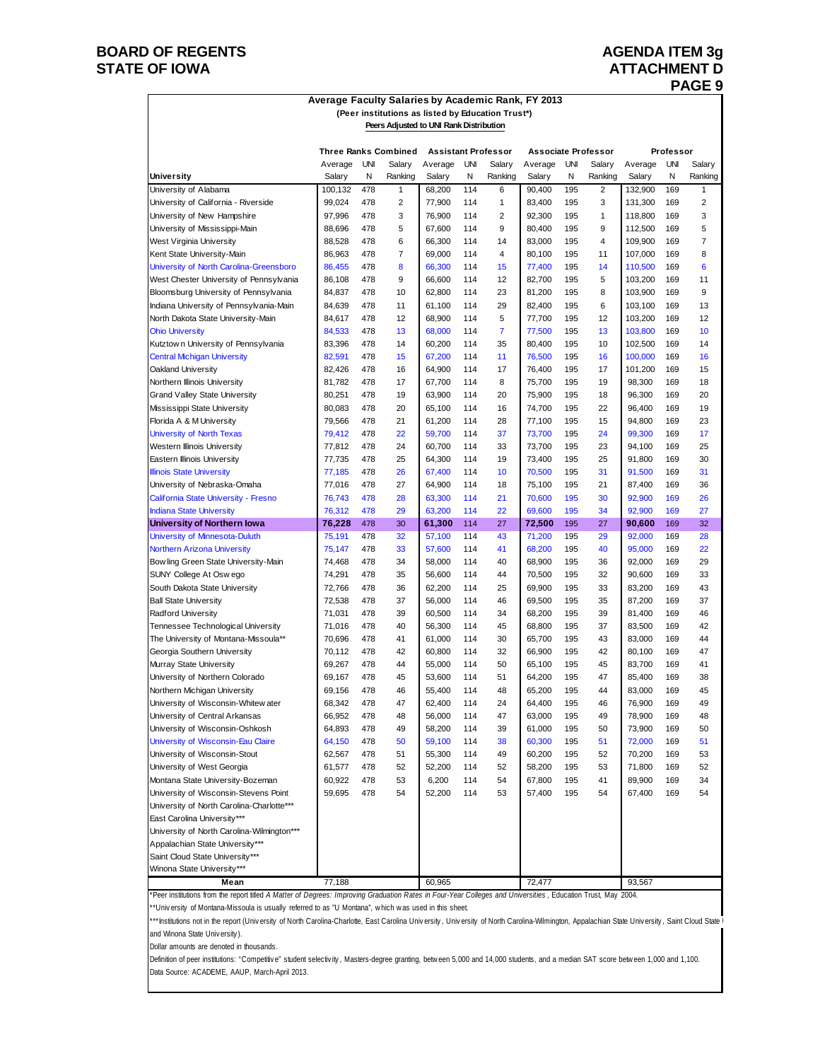# BOARD OF REGENTS STATE OF IOWA

# AGENDA ITEM 3g ATTACHMENT D

## Average Faculty Salaries by Academic Rank, FY 2013

**(Peer institutions as listed by Education Trust*)**

**Peers Adjusted to UNI Rank Distribution**

| University | Three Ranks Combined Average Salary | UNI N | Salary Ranking | Assistant Professor Average Salary | UNI N | Salary Ranking | Associate Professor Average Salary | UNI N | Salary Ranking | Professor Average Salary | UNI N | Salary Ranking |
|---|---|---|---|---|---|---|---|---|---|---|---|---|
| University of Alabama | 100,132 | 478 | 1 | 68,200 | 114 | 6 | 90,400 | 195 | 2 | 132,900 | 169 | 1 |
| University of California - Riverside | 99,024 | 478 | 2 | 77,900 | 114 | 1 | 83,400 | 195 | 3 | 131,300 | 169 | 2 |
| University of New Hampshire | 97,996 | 478 | 3 | 76,900 | 114 | 2 | 92,300 | 195 | 1 | 118,800 | 169 | 3 |
| University of Mississippi-Main | 88,696 | 478 | 5 | 67,600 | 114 | 9 | 80,400 | 195 | 9 | 112,500 | 169 | 5 |
| West Virginia University | 88,528 | 478 | 6 | 66,300 | 114 | 14 | 83,000 | 195 | 4 | 109,900 | 169 | 7 |
| Kent State University-Main | 86,963 | 478 | 7 | 69,000 | 114 | 4 | 80,100 | 195 | 11 | 107,000 | 169 | 8 |
| University of North Carolina-Greensboro | 86,455 | 478 | 8 | 66,300 | 114 | 15 | 77,400 | 195 | 14 | 110,500 | 169 | 6 |
| West Chester University of Pennsylvania | 86,108 | 478 | 9 | 66,600 | 114 | 12 | 82,700 | 195 | 5 | 103,200 | 169 | 11 |
| Bloomsburg University of Pennsylvania | 84,837 | 478 | 10 | 62,800 | 114 | 23 | 81,200 | 195 | 8 | 103,900 | 169 | 9 |
| Indiana University of Pennsylvania-Main | 84,639 | 478 | 11 | 61,100 | 114 | 29 | 82,400 | 195 | 6 | 103,100 | 169 | 13 |
| North Dakota State University-Main | 84,617 | 478 | 12 | 68,900 | 114 | 5 | 77,700 | 195 | 12 | 103,200 | 169 | 12 |
| Ohio University | 84,533 | 478 | 13 | 68,000 | 114 | 7 | 77,500 | 195 | 13 | 103,800 | 169 | 10 |
| Kutztown University of Pennsylvania | 83,396 | 478 | 14 | 60,200 | 114 | 35 | 80,400 | 195 | 10 | 102,500 | 169 | 14 |
| Central Michigan University | 82,591 | 478 | 15 | 67,200 | 114 | 11 | 76,500 | 195 | 16 | 100,000 | 169 | 16 |
| Oakland University | 82,426 | 478 | 16 | 64,900 | 114 | 17 | 76,400 | 195 | 17 | 101,200 | 169 | 15 |
| Northern Illinois University | 81,782 | 478 | 17 | 67,700 | 114 | 8 | 75,700 | 195 | 19 | 98,300 | 169 | 18 |
| Grand Valley State University | 80,251 | 478 | 19 | 63,900 | 114 | 20 | 75,900 | 195 | 18 | 96,300 | 169 | 20 |
| Mississippi State University | 80,083 | 478 | 20 | 65,100 | 114 | 16 | 74,700 | 195 | 22 | 96,400 | 169 | 19 |
| Florida A & M University | 79,566 | 478 | 21 | 61,200 | 114 | 28 | 77,100 | 195 | 15 | 94,800 | 169 | 23 |
| University of North Texas | 79,412 | 478 | 22 | 59,700 | 114 | 37 | 73,700 | 195 | 24 | 99,300 | 169 | 17 |
| Western Illinois University | 77,812 | 478 | 24 | 60,700 | 114 | 33 | 73,700 | 195 | 23 | 94,100 | 169 | 25 |
| Eastern Illinois University | 77,735 | 478 | 25 | 64,300 | 114 | 19 | 73,400 | 195 | 25 | 91,800 | 169 | 30 |
| Illinois State University | 77,185 | 478 | 26 | 67,400 | 114 | 10 | 70,500 | 195 | 31 | 91,500 | 169 | 31 |
| University of Nebraska-Omaha | 77,016 | 478 | 27 | 64,900 | 114 | 18 | 75,100 | 195 | 21 | 87,400 | 169 | 36 |
| California State University - Fresno | 76,743 | 478 | 28 | 63,300 | 114 | 21 | 70,600 | 195 | 30 | 92,900 | 169 | 26 |
| Indiana State University | 76,312 | 478 | 29 | 63,200 | 114 | 22 | 69,600 | 195 | 34 | 92,900 | 169 | 27 |
| **University of Northern Iowa** | **76,228** | 478 | 30 | **61,300** | 114 | 27 | **72,500** | 195 | 27 | **90,600** | 169 | 32 |
| University of Minnesota-Duluth | 75,191 | 478 | 32 | 57,100 | 114 | 43 | 71,200 | 195 | 29 | 92,000 | 169 | 28 |
| Northern Arizona University | 75,147 | 478 | 33 | 57,600 | 114 | 41 | 68,200 | 195 | 40 | 95,000 | 169 | 22 |
| Bowling Green State University-Main | 74,468 | 478 | 34 | 58,000 | 114 | 40 | 68,900 | 195 | 36 | 92,000 | 169 | 29 |
| SUNY College At Oswego | 74,291 | 478 | 35 | 56,600 | 114 | 44 | 70,500 | 195 | 32 | 90,600 | 169 | 33 |
| South Dakota State University | 72,766 | 478 | 36 | 62,200 | 114 | 25 | 69,900 | 195 | 33 | 83,200 | 169 | 43 |
| Ball State University | 72,538 | 478 | 37 | 56,000 | 114 | 46 | 69,500 | 195 | 35 | 87,200 | 169 | 37 |
| Radford University | 71,031 | 478 | 39 | 60,500 | 114 | 34 | 68,200 | 195 | 39 | 81,400 | 169 | 46 |
| Tennessee Technological University | 71,016 | 478 | 40 | 56,300 | 114 | 45 | 68,800 | 195 | 37 | 83,500 | 169 | 42 |
| The University of Montana-Missoula** | 70,696 | 478 | 41 | 61,000 | 114 | 30 | 65,700 | 195 | 43 | 83,000 | 169 | 44 |
| Georgia Southern University | 70,112 | 478 | 42 | 60,800 | 114 | 32 | 66,900 | 195 | 42 | 80,100 | 169 | 47 |
| Murray State University | 69,267 | 478 | 44 | 55,000 | 114 | 50 | 65,100 | 195 | 45 | 83,700 | 169 | 41 |
| University of Northern Colorado | 69,167 | 478 | 45 | 53,600 | 114 | 51 | 64,200 | 195 | 47 | 85,400 | 169 | 38 |
| Northern Michigan University | 69,156 | 478 | 46 | 55,400 | 114 | 48 | 65,200 | 195 | 44 | 83,000 | 169 | 45 |
| University of Wisconsin-Whitewater | 68,342 | 478 | 47 | 62,400 | 114 | 24 | 64,400 | 195 | 46 | 76,900 | 169 | 49 |
| University of Central Arkansas | 66,952 | 478 | 48 | 56,000 | 114 | 47 | 63,000 | 195 | 49 | 78,900 | 169 | 48 |
| University of Wisconsin-Oshkosh | 64,893 | 478 | 49 | 58,200 | 114 | 39 | 61,000 | 195 | 50 | 73,900 | 169 | 50 |
| University of Wisconsin-Eau Claire | 64,150 | 478 | 50 | 59,100 | 114 | 38 | 60,300 | 195 | 51 | 72,000 | 169 | 51 |
| University of Wisconsin-Stout | 62,567 | 478 | 51 | 55,300 | 114 | 49 | 60,200 | 195 | 52 | 70,200 | 169 | 53 |
| University of West Georgia | 61,577 | 478 | 52 | 52,200 | 114 | 52 | 58,200 | 195 | 53 | 71,800 | 169 | 52 |
| Montana State University-Bozeman | 60,922 | 478 | 53 | 6,200 | 114 | 54 | 67,800 | 195 | 41 | 89,900 | 169 | 34 |
| University of Wisconsin-Stevens Point | 59,695 | 478 | 54 | 52,200 | 114 | 53 | 57,400 | 195 | 54 | 67,400 | 169 | 54 |
| University of North Carolina-Charlotte*** | | | | | | | | | | | | |
| East Carolina University*** | | | | | | | | | | | | |
| University of North Carolina-Wilmington*** | | | | | | | | | | | | |
| Appalachian State University*** | | | | | | | | | | | | |
| Saint Cloud State University*** | | | | | | | | | | | | |
| Winona State University*** | | | | | | | | | | | | |
| **Mean** | 77,188 | | | 60,965 | | | 72,477 | | | 93,567 | | |

*Peer institutions from the report titled *A Matter of Degrees: Improving Graduation Rates in Four-Year Colleges and Universities*, Education Trust, May 2004.

**University of Montana-Missoula is usually referred to as "U Montana", which was used in this sheet.

***Institutions not in the report (University of North Carolina-Charlotte, East Carolina University, University of North Carolina-Wilmington, Appalachian State University, Saint Cloud State University and Winona State University).

Dollar amounts are denoted in thousands.

Definition of peer institutions: "Competitive" student selectivity, Masters-degree granting, between 5,000 and 14,000 students, and a median SAT score between 1,000 and 1,100.

Data Source: ACADEME, AAUP, March-April 2013.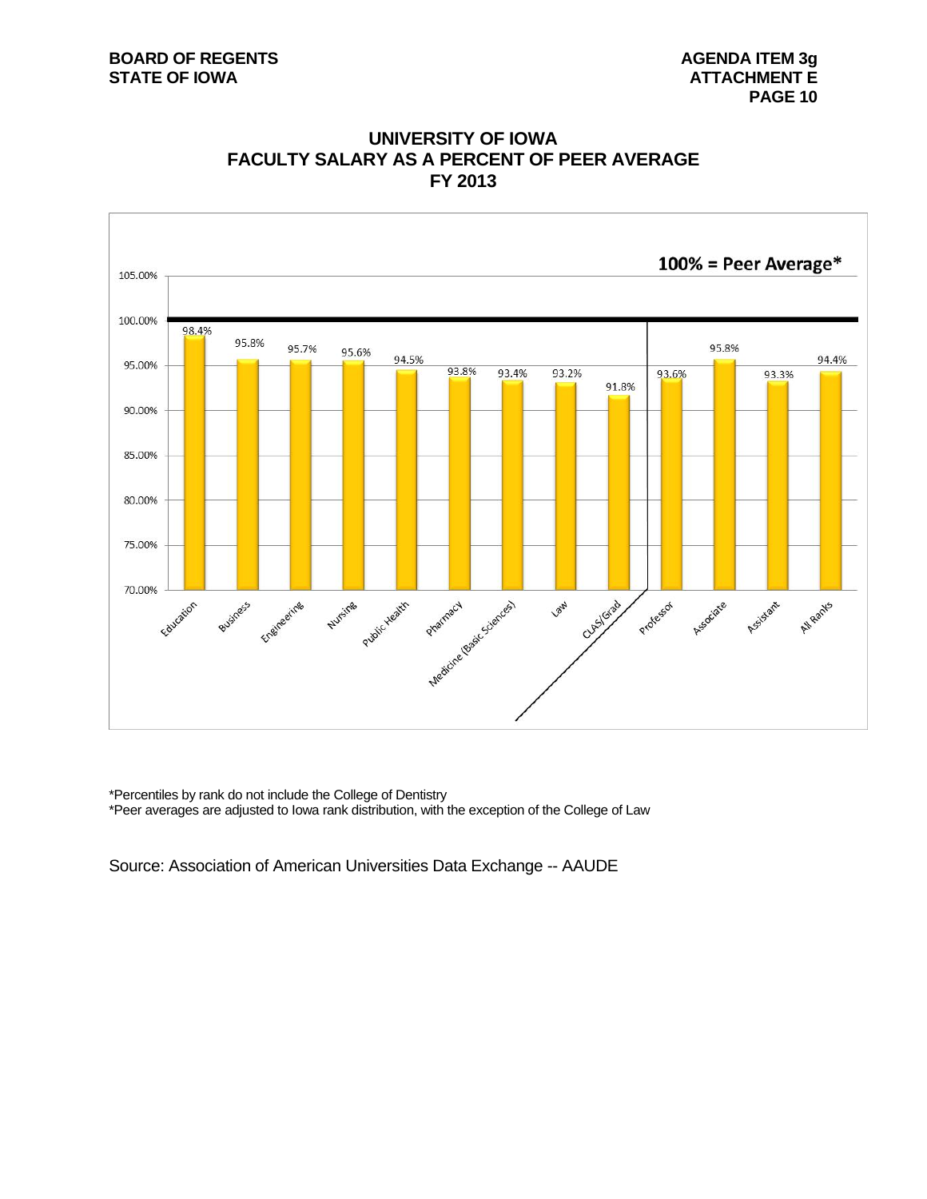BOARD OF REGENTS
STATE OF IOWA

AGENDA ITEM 3g
ATTACHMENT E
PAGE 10

## UNIVERSITY OF IOWA
## FACULTY SALARY AS A PERCENT OF PEER AVERAGE
## FY 2013

100% = Peer Average*

| Category | Percent of Peer Average |
|---|---|
| Education | 98.4% |
| Business | 95.8% |
| Engineering | 95.7% |
| Nursing | 95.6% |
| Public Health | 94.5% |
| Pharmacy | 93.8% |
| Medicine (Basic Sciences) | 93.4% |
| Law | 93.2% |
| CLAS/Grad | 91.8% |
| Professor | 93.6% |
| Associate | 95.8% |
| Assistant | 93.3% |
| All Ranks | 94.4% |

\*Percentiles by rank do not include the College of Dentistry
\*Peer averages are adjusted to Iowa rank distribution, with the exception of the College of Law

Source: Association of American Universities Data Exchange -- AAUDE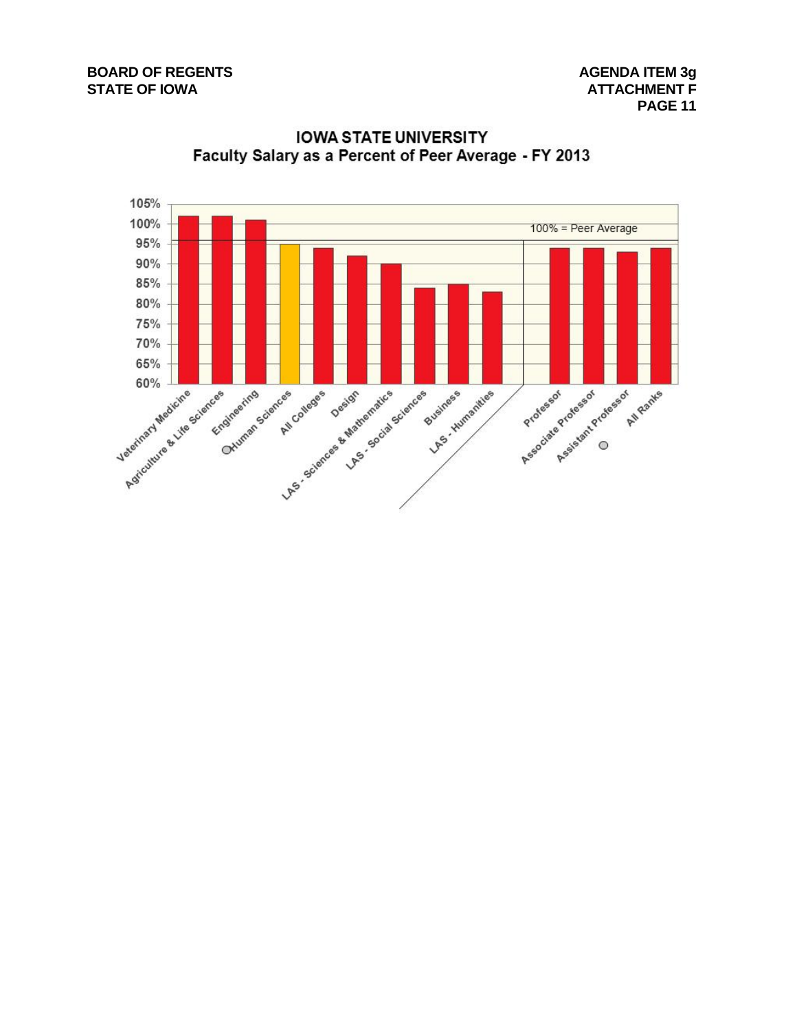## IOWA STATE UNIVERSITY
### Faculty Salary as a Percent of Peer Average - FY 2013

100% = Peer Average

| Category | Percent of Peer Average |
|---|---|
| Veterinary Medicine | 102% |
| Agriculture & Life Sciences | 102% |
| Engineering | 101% |
| Human Sciences | 95% |
| All Colleges | 94% |
| Design | 92% |
| LAS - Sciences & Mathematics | 90% |
| LAS - Social Sciences | 84% |
| Business | 85% |
| LAS - Humanities | 83% |
| Professor | 94% |
| Associate Professor | 94% |
| Assistant Professor | 93% |
| All Ranks | 94% |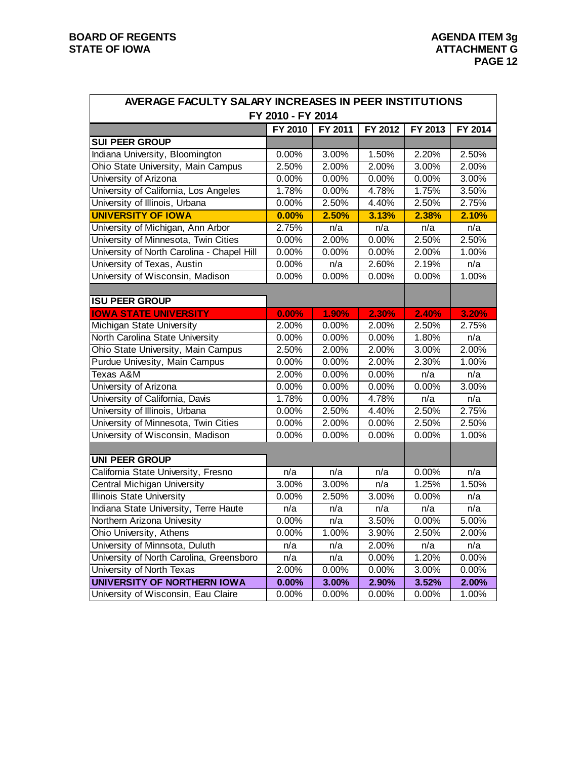| AVERAGE FACULTY SALARY INCREASES IN PEER INSTITUTIONS FY 2010 - FY 2014 | | | | | |
|---|---|---|---|---|---|
| | FY 2010 | FY 2011 | FY 2012 | FY 2013 | FY 2014 |
| **SUI PEER GROUP** | | | | | |
| Indiana University, Bloomington | 0.00% | 3.00% | 1.50% | 2.20% | 2.50% |
| Ohio State University, Main Campus | 2.50% | 2.00% | 2.00% | 3.00% | 2.00% |
| University of Arizona | 0.00% | 0.00% | 0.00% | 0.00% | 3.00% |
| University of California, Los Angeles | 1.78% | 0.00% | 4.78% | 1.75% | 3.50% |
| University of Illinois, Urbana | 0.00% | 2.50% | 4.40% | 2.50% | 2.75% |
| **UNIVERSITY OF IOWA** | **0.00%** | **2.50%** | **3.13%** | **2.38%** | **2.10%** |
| University of Michigan, Ann Arbor | 2.75% | n/a | n/a | n/a | n/a |
| University of Minnesota, Twin Cities | 0.00% | 2.00% | 0.00% | 2.50% | 2.50% |
| University of North Carolina - Chapel Hill | 0.00% | 0.00% | 0.00% | 2.00% | 1.00% |
| University of Texas, Austin | 0.00% | n/a | 2.60% | 2.19% | n/a |
| University of Wisconsin, Madison | 0.00% | 0.00% | 0.00% | 0.00% | 1.00% |
| | | | | | |
| **ISU PEER GROUP** | | | | | |
| **IOWA STATE UNIVERSITY** | **0.00%** | **1.90%** | **2.30%** | **2.40%** | **3.20%** |
| Michigan State University | 2.00% | 0.00% | 2.00% | 2.50% | 2.75% |
| North Carolina State University | 0.00% | 0.00% | 0.00% | 1.80% | n/a |
| Ohio State University, Main Campus | 2.50% | 2.00% | 2.00% | 3.00% | 2.00% |
| Purdue Univesity, Main Campus | 0.00% | 0.00% | 2.00% | 2.30% | 1.00% |
| Texas A&M | 2.00% | 0.00% | 0.00% | n/a | n/a |
| University of Arizona | 0.00% | 0.00% | 0.00% | 0.00% | 3.00% |
| University of California, Davis | 1.78% | 0.00% | 4.78% | n/a | n/a |
| University of Illinois, Urbana | 0.00% | 2.50% | 4.40% | 2.50% | 2.75% |
| University of Minnesota, Twin Cities | 0.00% | 2.00% | 0.00% | 2.50% | 2.50% |
| University of Wisconsin, Madison | 0.00% | 0.00% | 0.00% | 0.00% | 1.00% |
| | | | | | |
| **UNI PEER GROUP** | | | | | |
| California State University, Fresno | n/a | n/a | n/a | 0.00% | n/a |
| Central Michigan University | 3.00% | 3.00% | n/a | 1.25% | 1.50% |
| Illinois State University | 0.00% | 2.50% | 3.00% | 0.00% | n/a |
| Indiana State University, Terre Haute | n/a | n/a | n/a | n/a | n/a |
| Northern Arizona Univesity | 0.00% | n/a | 3.50% | 0.00% | 5.00% |
| Ohio University, Athens | 0.00% | 1.00% | 3.90% | 2.50% | 2.00% |
| University of Minnsota, Duluth | n/a | n/a | 2.00% | n/a | n/a |
| University of North Carolina, Greensboro | n/a | n/a | 0.00% | 1.20% | 0.00% |
| University of North Texas | 2.00% | 0.00% | 0.00% | 3.00% | 0.00% |
| **UNIVERSITY OF NORTHERN IOWA** | **0.00%** | **3.00%** | **2.90%** | **3.52%** | **2.00%** |
| University of Wisconsin, Eau Claire | 0.00% | 0.00% | 0.00% | 0.00% | 1.00% |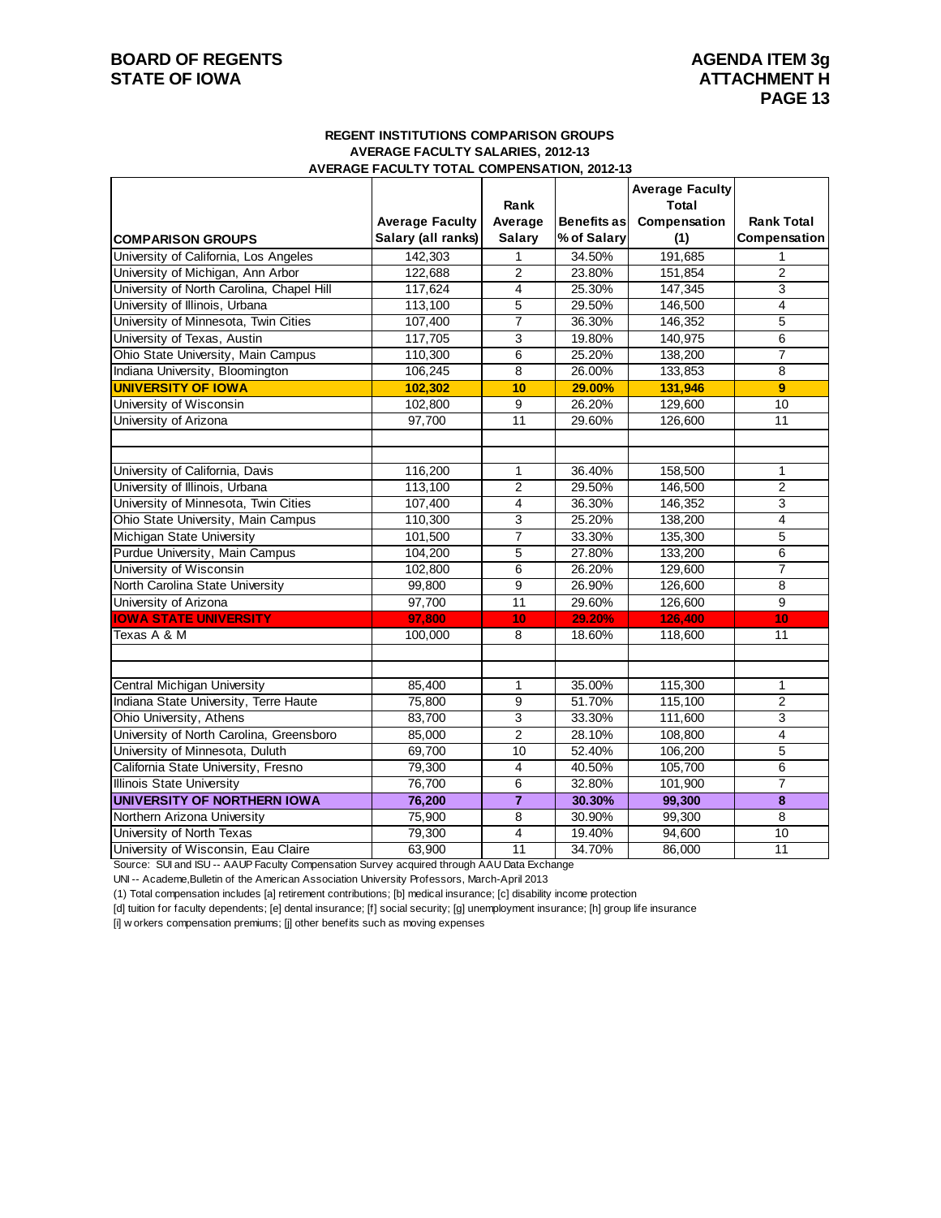BOARD OF REGENTS
STATE OF IOWA

AGENDA ITEM 3g
ATTACHMENT H

### REGENT INSTITUTIONS COMPARISON GROUPS
### AVERAGE FACULTY SALARIES, 2012-13
### AVERAGE FACULTY TOTAL COMPENSATION, 2012-13

| COMPARISON GROUPS | Average Faculty Salary (all ranks) | Rank Average Salary | Benefits as % of Salary | Average Faculty Total Compensation (1) | Rank Total Compensation |
|---|---|---|---|---|---|
| University of California, Los Angeles | 142,303 | 1 | 34.50% | 191,685 | 1 |
| University of Michigan, Ann Arbor | 122,688 | 2 | 23.80% | 151,854 | 2 |
| University of North Carolina, Chapel Hill | 117,624 | 4 | 25.30% | 147,345 | 3 |
| University of Illinois, Urbana | 113,100 | 5 | 29.50% | 146,500 | 4 |
| University of Minnesota, Twin Cities | 107,400 | 7 | 36.30% | 146,352 | 5 |
| University of Texas, Austin | 117,705 | 3 | 19.80% | 140,975 | 6 |
| Ohio State University, Main Campus | 110,300 | 6 | 25.20% | 138,200 | 7 |
| Indiana University, Bloomington | 106,245 | 8 | 26.00% | 133,853 | 8 |
| **UNIVERSITY OF IOWA** | **102,302** | **10** | **29.00%** | **131,946** | **9** |
| University of Wisconsin | 102,800 | 9 | 26.20% | 129,600 | 10 |
| University of Arizona | 97,700 | 11 | 29.60% | 126,600 | 11 |
| | | | | | |
| | | | | | |
| University of California, Davis | 116,200 | 1 | 36.40% | 158,500 | 1 |
| University of Illinois, Urbana | 113,100 | 2 | 29.50% | 146,500 | 2 |
| University of Minnesota, Twin Cities | 107,400 | 4 | 36.30% | 146,352 | 3 |
| Ohio State University, Main Campus | 110,300 | 3 | 25.20% | 138,200 | 4 |
| Michigan State University | 101,500 | 7 | 33.30% | 135,300 | 5 |
| Purdue University, Main Campus | 104,200 | 5 | 27.80% | 133,200 | 6 |
| University of Wisconsin | 102,800 | 6 | 26.20% | 129,600 | 7 |
| North Carolina State University | 99,800 | 9 | 26.90% | 126,600 | 8 |
| University of Arizona | 97,700 | 11 | 29.60% | 126,600 | 9 |
| **IOWA STATE UNIVERSITY** | **97,800** | **10** | **29.20%** | **126,400** | **10** |
| Texas A & M | 100,000 | 8 | 18.60% | 118,600 | 11 |
| | | | | | |
| | | | | | |
| Central Michigan University | 85,400 | 1 | 35.00% | 115,300 | 1 |
| Indiana State University, Terre Haute | 75,800 | 9 | 51.70% | 115,100 | 2 |
| Ohio University, Athens | 83,700 | 3 | 33.30% | 111,600 | 3 |
| University of North Carolina, Greensboro | 85,000 | 2 | 28.10% | 108,800 | 4 |
| University of Minnesota, Duluth | 69,700 | 10 | 52.40% | 106,200 | 5 |
| California State University, Fresno | 79,300 | 4 | 40.50% | 105,700 | 6 |
| Illinois State University | 76,700 | 6 | 32.80% | 101,900 | 7 |
| **UNIVERSITY OF NORTHERN IOWA** | **76,200** | **7** | **30.30%** | **99,300** | **8** |
| Northern Arizona University | 75,900 | 8 | 30.90% | 99,300 | 8 |
| University of North Texas | 79,300 | 4 | 19.40% | 94,600 | 10 |
| University of Wisconsin, Eau Claire | 63,900 | 11 | 34.70% | 86,000 | 11 |

Source: SUI and ISU -- AAUP Faculty Compensation Survey acquired through AAU Data Exchange

UNI -- Academe,Bulletin of the American Association University Professors, March-April 2013

(1) Total compensation includes [a] retirement contributions; [b] medical insurance; [c] disability income protection

[d] tuition for faculty dependents; [e] dental insurance; [f] social security; [g] unemployment insurance; [h] group life insurance

[i] workers compensation premiums; [j] other benefits such as moving expenses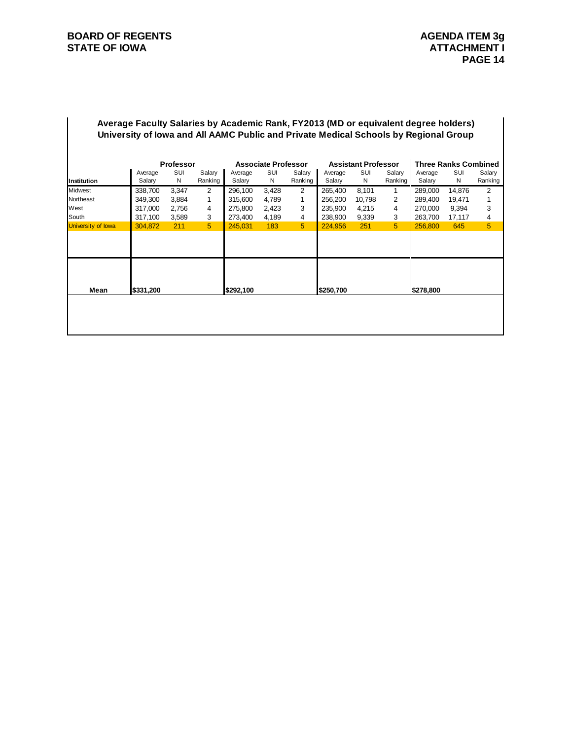## Average Faculty Salaries by Academic Rank, FY2013 (MD or equivalent degree holders)
## University of Iowa and All AAMC Public and Private Medical Schools by Regional Group

| Institution | Professor | | | Associate Professor | | | Assistant Professor | | | Three Ranks Combined | | |
|---|---|---|---|---|---|---|---|---|---|---|---|---|
| | Average Salary | SUI N | Salary Ranking | Average Salary | SUI N | Salary Ranking | Average Salary | SUI N | Salary Ranking | Average Salary | SUI N | Salary Ranking |
| Midwest | 338,700 | 3,347 | 2 | 296,100 | 3,428 | 2 | 265,400 | 8,101 | 1 | 289,000 | 14,876 | 2 |
| Northeast | 349,300 | 3,884 | 1 | 315,600 | 4,789 | 1 | 256,200 | 10,798 | 2 | 289,400 | 19,471 | 1 |
| West | 317,000 | 2,756 | 4 | 275,800 | 2,423 | 3 | 235,900 | 4,215 | 4 | 270,000 | 9,394 | 3 |
| South | 317,100 | 3,589 | 3 | 273,400 | 4,189 | 4 | 238,900 | 9,339 | 3 | 263,700 | 17,117 | 4 |
| University of Iowa | 304,872 | 211 | 5 | 245,031 | 183 | 5 | 224,956 | 251 | 5 | 256,800 | 645 | 5 |
| **Mean** | $331,200 | | | $292,100 | | | $250,700 | | | $278,800 | | |